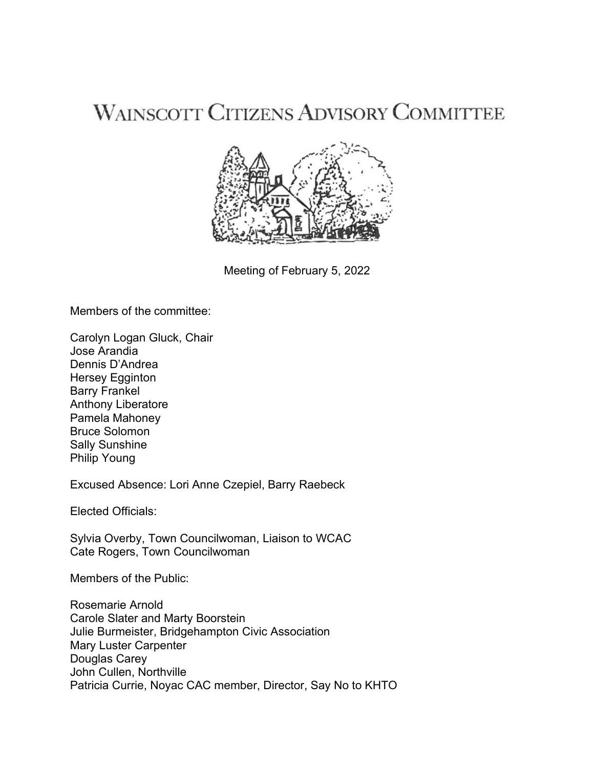# Wainscott Citizens Advisory Committee

Meeting of February 5, 2022

Members of the committee:

Carolyn Logan Gluck, Chair
Jose Arandia
Dennis D'Andrea
Hersey Egginton
Barry Frankel
Anthony Liberatore
Pamela Mahoney
Bruce Solomon
Sally Sunshine
Philip Young

Excused Absence: Lori Anne Czepiel, Barry Raebeck

Elected Officials:

Sylvia Overby, Town Councilwoman, Liaison to WCAC
Cate Rogers, Town Councilwoman

Members of the Public:

Rosemarie Arnold
Carole Slater and Marty Boorstein
Julie Burmeister, Bridgehampton Civic Association
Mary Luster Carpenter
Douglas Carey
John Cullen, Northville
Patricia Currie, Noyac CAC member, Director, Say No to KHTO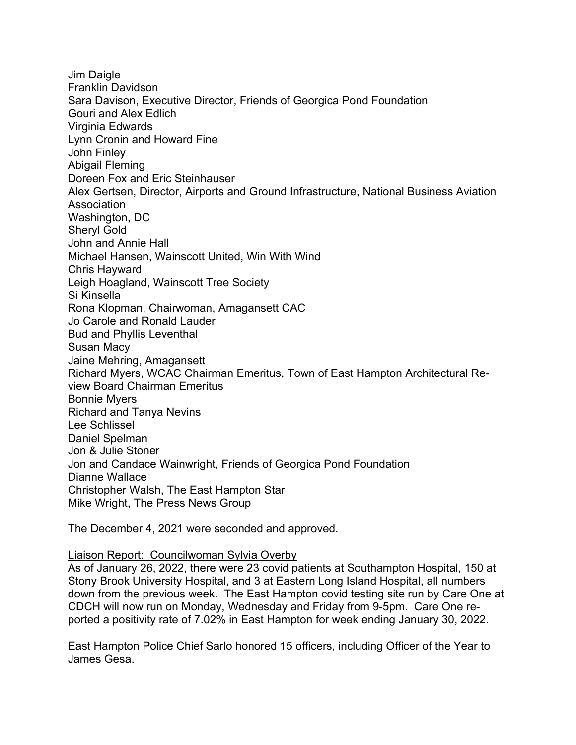Jim Daigle
Franklin Davidson
Sara Davison, Executive Director, Friends of Georgica Pond Foundation
Gouri and Alex Edlich
Virginia Edwards
Lynn Cronin and Howard Fine
John Finley
Abigail Fleming
Doreen Fox and Eric Steinhauser
Alex Gertsen, Director, Airports and Ground Infrastructure, National Business Aviation Association
Washington, DC
Sheryl Gold
John and Annie Hall
Michael Hansen, Wainscott United, Win With Wind
Chris Hayward
Leigh Hoagland, Wainscott Tree Society
Si Kinsella
Rona Klopman, Chairwoman, Amagansett CAC
Jo Carole and Ronald Lauder
Bud and Phyllis Leventhal
Susan Macy
Jaine Mehring, Amagansett
Richard Myers, WCAC Chairman Emeritus, Town of East Hampton Architectural Review Board Chairman Emeritus
Bonnie Myers
Richard and Tanya Nevins
Lee Schlissel
Daniel Spelman
Jon & Julie Stoner
Jon and Candace Wainwright, Friends of Georgica Pond Foundation
Dianne Wallace
Christopher Walsh, The East Hampton Star
Mike Wright, The Press News Group

The December 4, 2021 were seconded and approved.

<u>Liaison Report: Councilwoman Sylvia Overby</u>
As of January 26, 2022, there were 23 covid patients at Southampton Hospital, 150 at Stony Brook University Hospital, and 3 at Eastern Long Island Hospital, all numbers down from the previous week. The East Hampton covid testing site run by Care One at CDCH will now run on Monday, Wednesday and Friday from 9-5pm. Care One reported a positivity rate of 7.02% in East Hampton for week ending January 30, 2022.

East Hampton Police Chief Sarlo honored 15 officers, including Officer of the Year to James Gesa.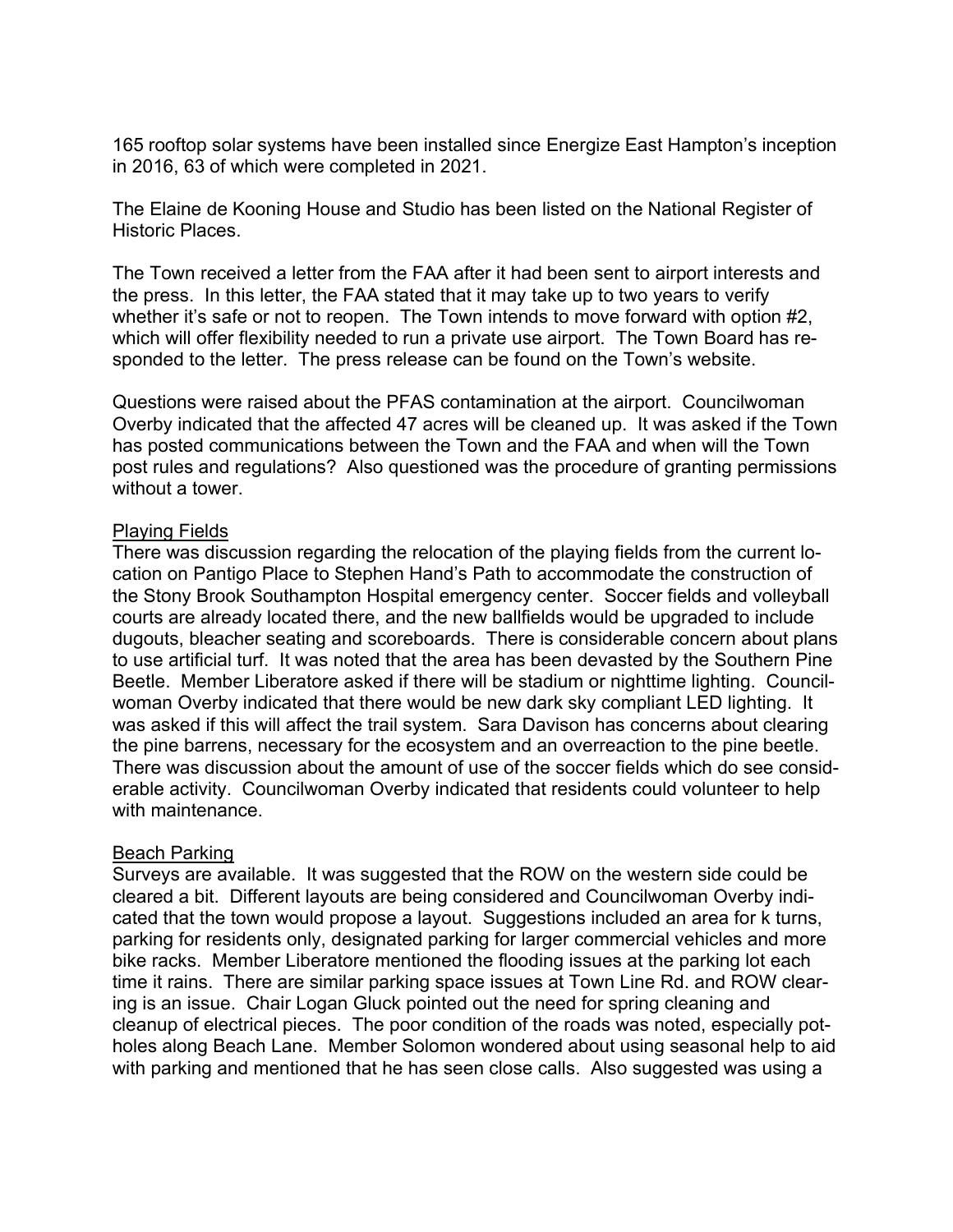165 rooftop solar systems have been installed since Energize East Hampton's inception in 2016, 63 of which were completed in 2021.

The Elaine de Kooning House and Studio has been listed on the National Register of Historic Places.

The Town received a letter from the FAA after it had been sent to airport interests and the press. In this letter, the FAA stated that it may take up to two years to verify whether it's safe or not to reopen. The Town intends to move forward with option #2, which will offer flexibility needed to run a private use airport. The Town Board has responded to the letter. The press release can be found on the Town's website.

Questions were raised about the PFAS contamination at the airport. Councilwoman Overby indicated that the affected 47 acres will be cleaned up. It was asked if the Town has posted communications between the Town and the FAA and when will the Town post rules and regulations? Also questioned was the procedure of granting permissions without a tower.

Playing Fields

There was discussion regarding the relocation of the playing fields from the current location on Pantigo Place to Stephen Hand's Path to accommodate the construction of the Stony Brook Southampton Hospital emergency center. Soccer fields and volleyball courts are already located there, and the new ballfields would be upgraded to include dugouts, bleacher seating and scoreboards. There is considerable concern about plans to use artificial turf. It was noted that the area has been devastated by the Southern Pine Beetle. Member Liberatore asked if there will be stadium or nighttime lighting. Councilwoman Overby indicated that there would be new dark sky compliant LED lighting. It was asked if this will affect the trail system. Sara Davison has concerns about clearing the pine barrens, necessary for the ecosystem and an overreaction to the pine beetle. There was discussion about the amount of use of the soccer fields which do see considerable activity. Councilwoman Overby indicated that residents could volunteer to help with maintenance.

Beach Parking

Surveys are available. It was suggested that the ROW on the western side could be cleared a bit. Different layouts are being considered and Councilwoman Overby indicated that the town would propose a layout. Suggestions included an area for k turns, parking for residents only, designated parking for larger commercial vehicles and more bike racks. Member Liberatore mentioned the flooding issues at the parking lot each time it rains. There are similar parking space issues at Town Line Rd. and ROW clearing is an issue. Chair Logan Gluck pointed out the need for spring cleaning and cleanup of electrical pieces. The poor condition of the roads was noted, especially potholes along Beach Lane. Member Solomon wondered about using seasonal help to aid with parking and mentioned that he has seen close calls. Also suggested was using a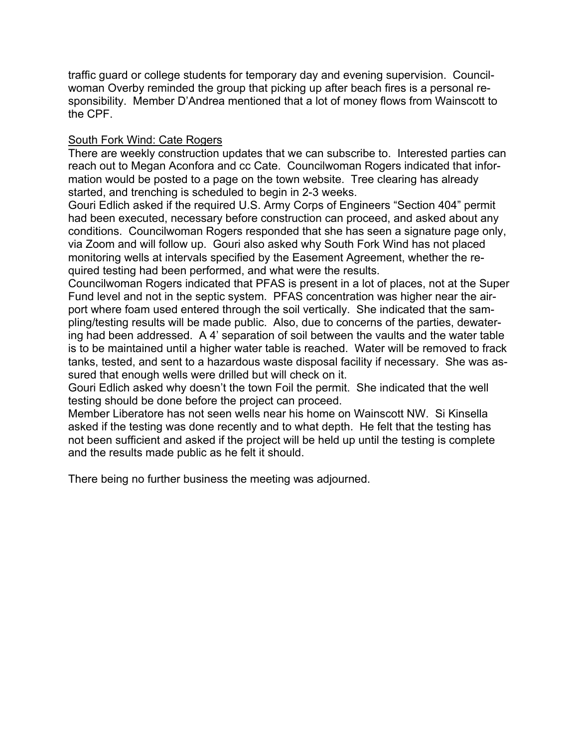traffic guard or college students for temporary day and evening supervision. Councilwoman Overby reminded the group that picking up after beach fires is a personal responsibility. Member D'Andrea mentioned that a lot of money flows from Wainscott to the CPF.

<u>South Fork Wind: Cate Rogers</u>

There are weekly construction updates that we can subscribe to. Interested parties can reach out to Megan Aconfora and cc Cate. Councilwoman Rogers indicated that information would be posted to a page on the town website. Tree clearing has already started, and trenching is scheduled to begin in 2-3 weeks.

Gouri Edlich asked if the required U.S. Army Corps of Engineers "Section 404" permit had been executed, necessary before construction can proceed, and asked about any conditions. Councilwoman Rogers responded that she has seen a signature page only, via Zoom and will follow up. Gouri also asked why South Fork Wind has not placed monitoring wells at intervals specified by the Easement Agreement, whether the required testing had been performed, and what were the results.

Councilwoman Rogers indicated that PFAS is present in a lot of places, not at the Super Fund level and not in the septic system. PFAS concentration was higher near the airport where foam used entered through the soil vertically. She indicated that the sampling/testing results will be made public. Also, due to concerns of the parties, dewatering had been addressed. A 4' separation of soil between the vaults and the water table is to be maintained until a higher water table is reached. Water will be removed to frack tanks, tested, and sent to a hazardous waste disposal facility if necessary. She was assured that enough wells were drilled but will check on it.

Gouri Edlich asked why doesn't the town Foil the permit. She indicated that the well testing should be done before the project can proceed.

Member Liberatore has not seen wells near his home on Wainscott NW. Si Kinsella asked if the testing was done recently and to what depth. He felt that the testing has not been sufficient and asked if the project will be held up until the testing is complete and the results made public as he felt it should.

There being no further business the meeting was adjourned.